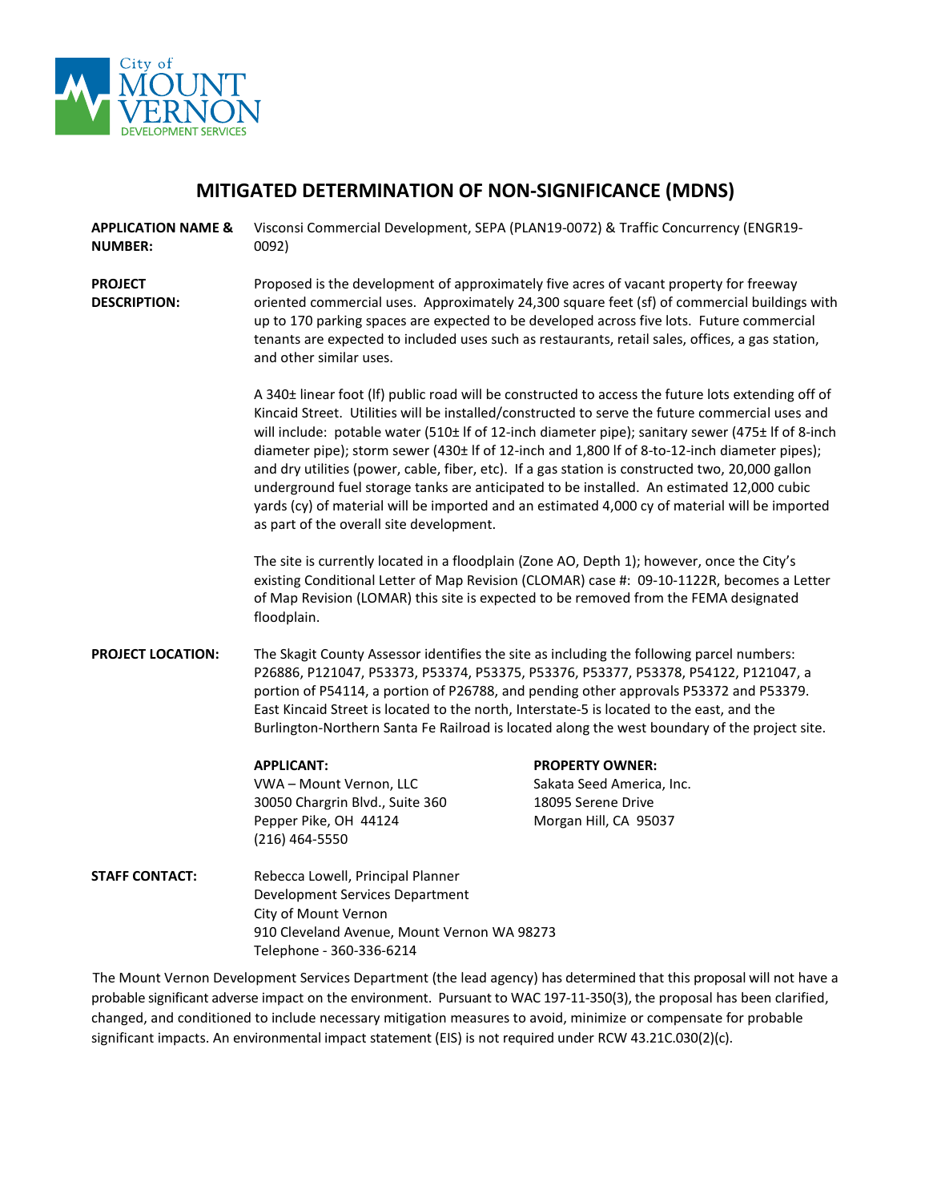City of MOUNT VERNON DEVELOPMENT SERVICES

# MITIGATED DETERMINATION OF NON-SIGNIFICANCE (MDNS)

**APPLICATION NAME & NUMBER:** Visconsi Commercial Development, SEPA (PLAN19-0072) & Traffic Concurrency (ENGR19-0092)

**PROJECT DESCRIPTION:** Proposed is the development of approximately five acres of vacant property for freeway oriented commercial uses. Approximately 24,300 square feet (sf) of commercial buildings with up to 170 parking spaces are expected to be developed across five lots. Future commercial tenants are expected to included uses such as restaurants, retail sales, offices, a gas station, and other similar uses.

A 340± linear foot (lf) public road will be constructed to access the future lots extending off of Kincaid Street. Utilities will be installed/constructed to serve the future commercial uses and will include: potable water (510± lf of 12-inch diameter pipe); sanitary sewer (475± lf of 8-inch diameter pipe); storm sewer (430± lf of 12-inch and 1,800 lf of 8-to-12-inch diameter pipes); and dry utilities (power, cable, fiber, etc). If a gas station is constructed two, 20,000 gallon underground fuel storage tanks are anticipated to be installed. An estimated 12,000 cubic yards (cy) of material will be imported and an estimated 4,000 cy of material will be imported as part of the overall site development.

The site is currently located in a floodplain (Zone AO, Depth 1); however, once the City's existing Conditional Letter of Map Revision (CLOMAR) case #: 09-10-1122R, becomes a Letter of Map Revision (LOMAR) this site is expected to be removed from the FEMA designated floodplain.

**PROJECT LOCATION:** The Skagit County Assessor identifies the site as including the following parcel numbers: P26886, P121047, P53373, P53374, P53375, P53376, P53377, P53378, P54122, P121047, a portion of P54114, a portion of P26788, and pending other approvals P53372 and P53379. East Kincaid Street is located to the north, Interstate-5 is located to the east, and the Burlington-Northern Santa Fe Railroad is located along the west boundary of the project site.

**APPLICANT:**
VWA – Mount Vernon, LLC
30050 Chargrin Blvd., Suite 360
Pepper Pike, OH 44124
(216) 464-5550

**PROPERTY OWNER:**
Sakata Seed America, Inc.
18095 Serene Drive
Morgan Hill, CA 95037

**STAFF CONTACT:**
Rebecca Lowell, Principal Planner
Development Services Department
City of Mount Vernon
910 Cleveland Avenue, Mount Vernon WA 98273
Telephone - 360-336-6214

The Mount Vernon Development Services Department (the lead agency) has determined that this proposal will not have a probable significant adverse impact on the environment. Pursuant to WAC 197-11-350(3), the proposal has been clarified, changed, and conditioned to include necessary mitigation measures to avoid, minimize or compensate for probable significant impacts. An environmental impact statement (EIS) is not required under RCW 43.21C.030(2)(c).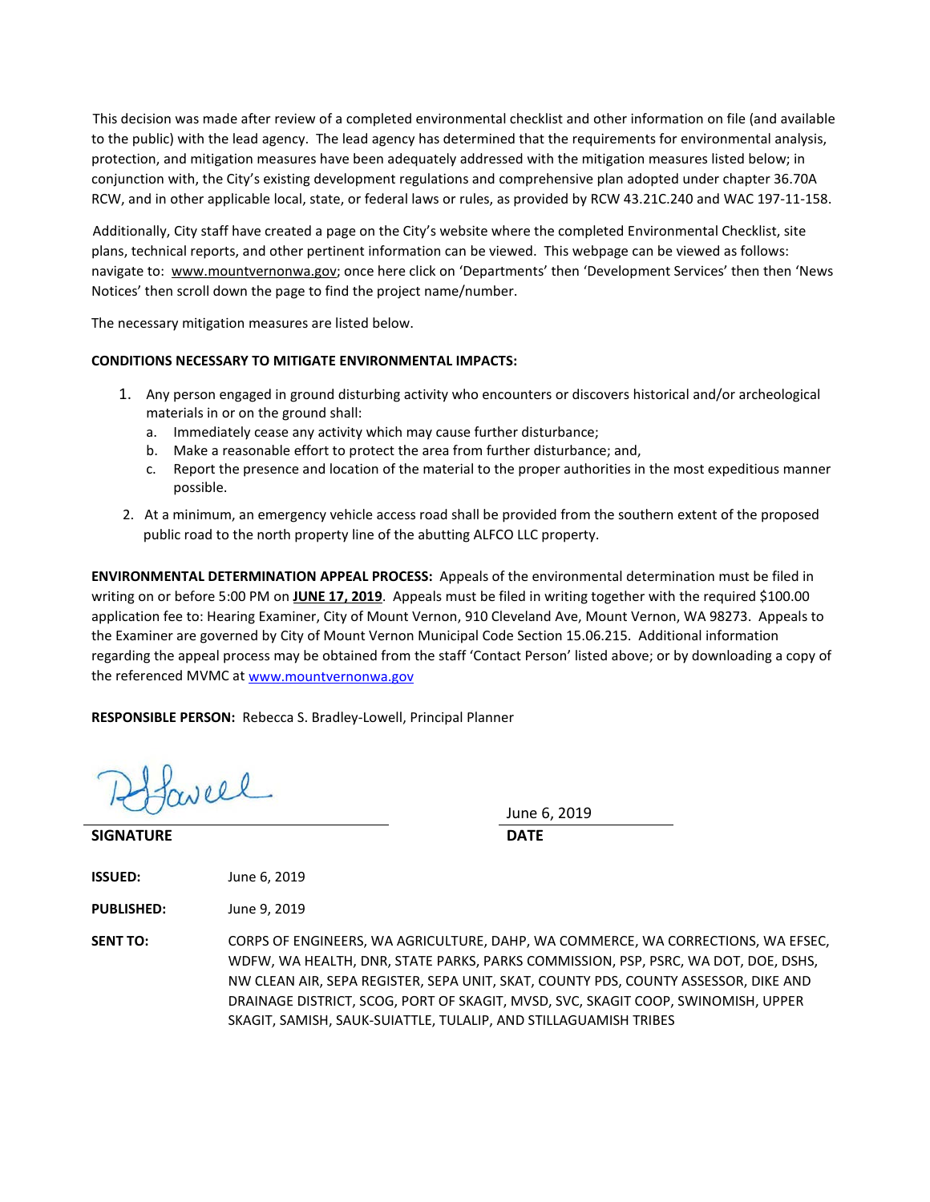This decision was made after review of a completed environmental checklist and other information on file (and available to the public) with the lead agency. The lead agency has determined that the requirements for environmental analysis, protection, and mitigation measures have been adequately addressed with the mitigation measures listed below; in conjunction with, the City's existing development regulations and comprehensive plan adopted under chapter 36.70A RCW, and in other applicable local, state, or federal laws or rules, as provided by RCW 43.21C.240 and WAC 197-11-158.

Additionally, City staff have created a page on the City's website where the completed Environmental Checklist, site plans, technical reports, and other pertinent information can be viewed. This webpage can be viewed as follows: navigate to: www.mountvernonwa.gov; once here click on 'Departments' then 'Development Services' then then 'News Notices' then scroll down the page to find the project name/number.

The necessary mitigation measures are listed below.

**CONDITIONS NECESSARY TO MITIGATE ENVIRONMENTAL IMPACTS:**

1. Any person engaged in ground disturbing activity who encounters or discovers historical and/or archeological materials in or on the ground shall:
   a. Immediately cease any activity which may cause further disturbance;
   b. Make a reasonable effort to protect the area from further disturbance; and,
   c. Report the presence and location of the material to the proper authorities in the most expeditious manner possible.
2. At a minimum, an emergency vehicle access road shall be provided from the southern extent of the proposed public road to the north property line of the abutting ALFCO LLC property.

**ENVIRONMENTAL DETERMINATION APPEAL PROCESS:** Appeals of the environmental determination must be filed in writing on or before 5:00 PM on **JUNE 17, 2019**. Appeals must be filed in writing together with the required $100.00 application fee to: Hearing Examiner, City of Mount Vernon, 910 Cleveland Ave, Mount Vernon, WA 98273. Appeals to the Examiner are governed by City of Mount Vernon Municipal Code Section 15.06.215. Additional information regarding the appeal process may be obtained from the staff 'Contact Person' listed above; or by downloading a copy of the referenced MVMC at www.mountvernonwa.gov

**RESPONSIBLE PERSON:** Rebecca S. Bradley-Lowell, Principal Planner

| | |
|---|---|
| *[signature]* | June 6, 2019 |
| **SIGNATURE** | **DATE** |

**ISSUED:** June 6, 2019

**PUBLISHED:** June 9, 2019

**SENT TO:** CORPS OF ENGINEERS, WA AGRICULTURE, DAHP, WA COMMERCE, WA CORRECTIONS, WA EFSEC, WDFW, WA HEALTH, DNR, STATE PARKS, PARKS COMMISSION, PSP, PSRC, WA DOT, DOE, DSHS, NW CLEAN AIR, SEPA REGISTER, SEPA UNIT, SKAT, COUNTY PDS, COUNTY ASSESSOR, DIKE AND DRAINAGE DISTRICT, SCOG, PORT OF SKAGIT, MVSD, SVC, SKAGIT COOP, SWINOMISH, UPPER SKAGIT, SAMISH, SAUK-SUIATTLE, TULALIP, AND STILLAGUAMISH TRIBES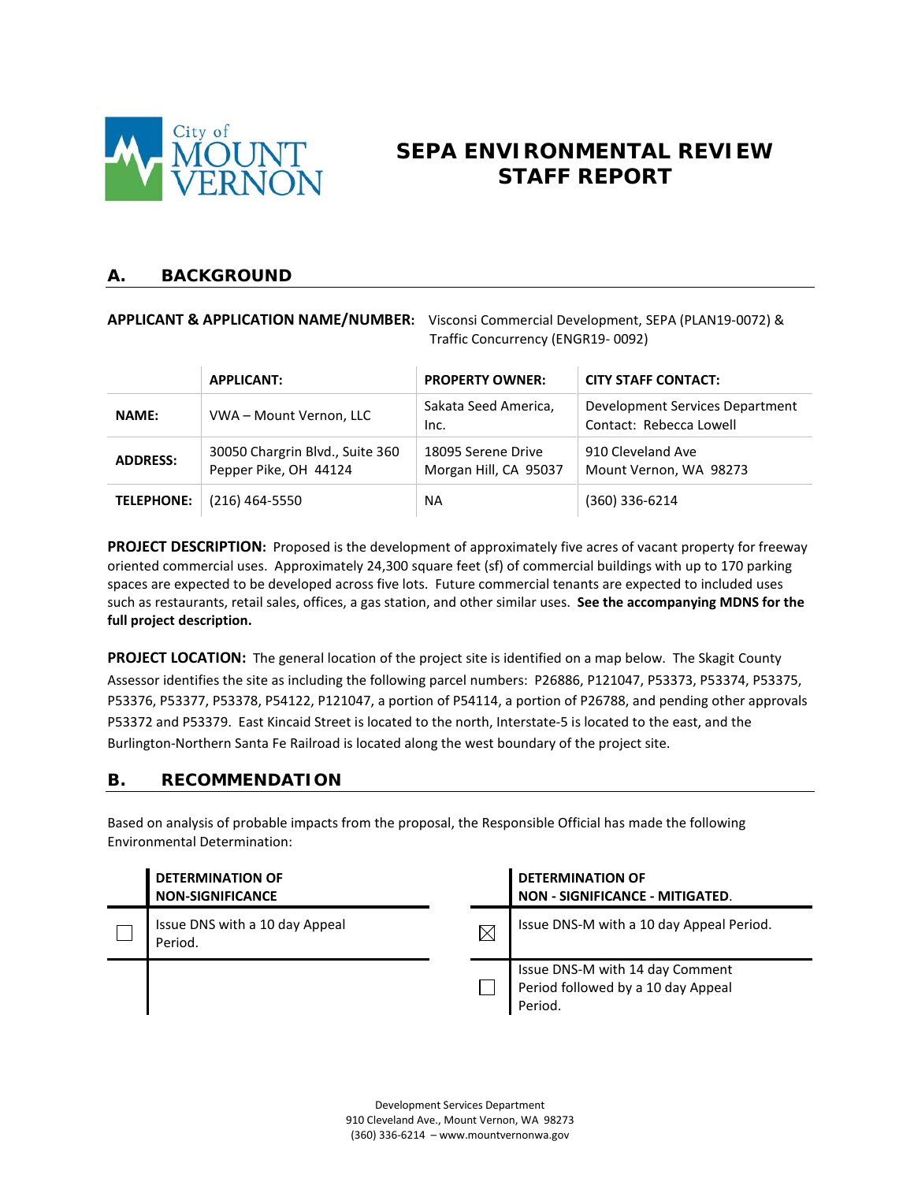# SEPA ENVIRONMENTAL REVIEW STAFF REPORT

## A. BACKGROUND

**APPLICANT & APPLICATION NAME/NUMBER:** Visconsi Commercial Development, SEPA (PLAN19-0072) & Traffic Concurrency (ENGR19- 0092)

| | APPLICANT: | PROPERTY OWNER: | CITY STAFF CONTACT: |
|---|---|---|---|
| **NAME:** | VWA – Mount Vernon, LLC | Sakata Seed America, Inc. | Development Services Department Contact: Rebecca Lowell |
| **ADDRESS:** | 30050 Chargrin Blvd., Suite 360 Pepper Pike, OH 44124 | 18095 Serene Drive Morgan Hill, CA 95037 | 910 Cleveland Ave Mount Vernon, WA 98273 |
| **TELEPHONE:** | (216) 464-5550 | NA | (360) 336-6214 |

**PROJECT DESCRIPTION:** Proposed is the development of approximately five acres of vacant property for freeway oriented commercial uses. Approximately 24,300 square feet (sf) of commercial buildings with up to 170 parking spaces are expected to be developed across five lots. Future commercial tenants are expected to included uses such as restaurants, retail sales, offices, a gas station, and other similar uses. **See the accompanying MDNS for the full project description.**

**PROJECT LOCATION:** The general location of the project site is identified on a map below. The Skagit County Assessor identifies the site as including the following parcel numbers: P26886, P121047, P53373, P53374, P53375, P53376, P53377, P53378, P54122, P121047, a portion of P54114, a portion of P26788, and pending other approvals P53372 and P53379. East Kincaid Street is located to the north, Interstate-5 is located to the east, and the Burlington-Northern Santa Fe Railroad is located along the west boundary of the project site.

## B. RECOMMENDATION

Based on analysis of probable impacts from the proposal, the Responsible Official has made the following Environmental Determination:

| | DETERMINATION OF NON-SIGNIFICANCE | | DETERMINATION OF NON - SIGNIFICANCE - MITIGATED. |
|---|---|---|---|
| ☐ | Issue DNS with a 10 day Appeal Period. | ☒ | Issue DNS-M with a 10 day Appeal Period. |
| | | ☐ | Issue DNS-M with 14 day Comment Period followed by a 10 day Appeal Period. |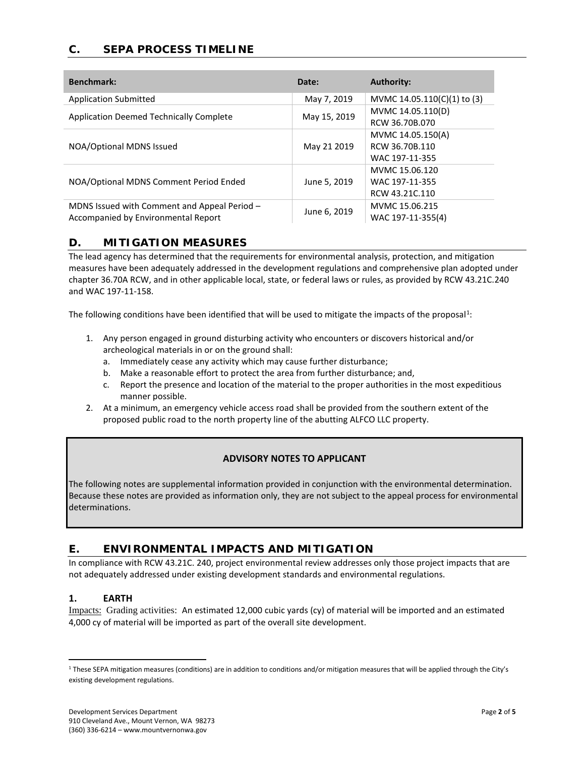## C. SEPA PROCESS TIMELINE

| Benchmark: | Date: | Authority: |
|---|---|---|
| Application Submitted | May 7, 2019 | MVMC 14.05.110(C)(1) to (3) |
| Application Deemed Technically Complete | May 15, 2019 | MVMC 14.05.110(D)<br>RCW 36.70B.070 |
| NOA/Optional MDNS Issued | May 21 2019 | MVMC 14.05.150(A)<br>RCW 36.70B.110<br>WAC 197-11-355 |
| NOA/Optional MDNS Comment Period Ended | June 5, 2019 | MVMC 15.06.120<br>WAC 197-11-355<br>RCW 43.21C.110 |
| MDNS Issued with Comment and Appeal Period – Accompanied by Environmental Report | June 6, 2019 | MVMC 15.06.215<br>WAC 197-11-355(4) |

## D. MITIGATION MEASURES

The lead agency has determined that the requirements for environmental analysis, protection, and mitigation measures have been adequately addressed in the development regulations and comprehensive plan adopted under chapter 36.70A RCW, and in other applicable local, state, or federal laws or rules, as provided by RCW 43.21C.240 and WAC 197-11-158.

The following conditions have been identified that will be used to mitigate the impacts of the proposal[1]:

1. Any person engaged in ground disturbing activity who encounters or discovers historical and/or archeological materials in or on the ground shall:
   a. Immediately cease any activity which may cause further disturbance;
   b. Make a reasonable effort to protect the area from further disturbance; and,
   c. Report the presence and location of the material to the proper authorities in the most expeditious manner possible.
2. At a minimum, an emergency vehicle access road shall be provided from the southern extent of the proposed public road to the north property line of the abutting ALFCO LLC property.

**ADVISORY NOTES TO APPLICANT**

The following notes are supplemental information provided in conjunction with the environmental determination. Because these notes are provided as information only, they are not subject to the appeal process for environmental determinations.

## E. ENVIRONMENTAL IMPACTS AND MITIGATION

In compliance with RCW 43.21C. 240, project environmental review addresses only those project impacts that are not adequately addressed under existing development standards and environmental regulations.

### 1. EARTH

Impacts: Grading activities: An estimated 12,000 cubic yards (cy) of material will be imported and an estimated 4,000 cy of material will be imported as part of the overall site development.

[1] These SEPA mitigation measures (conditions) are in addition to conditions and/or mitigation measures that will be applied through the City's existing development regulations.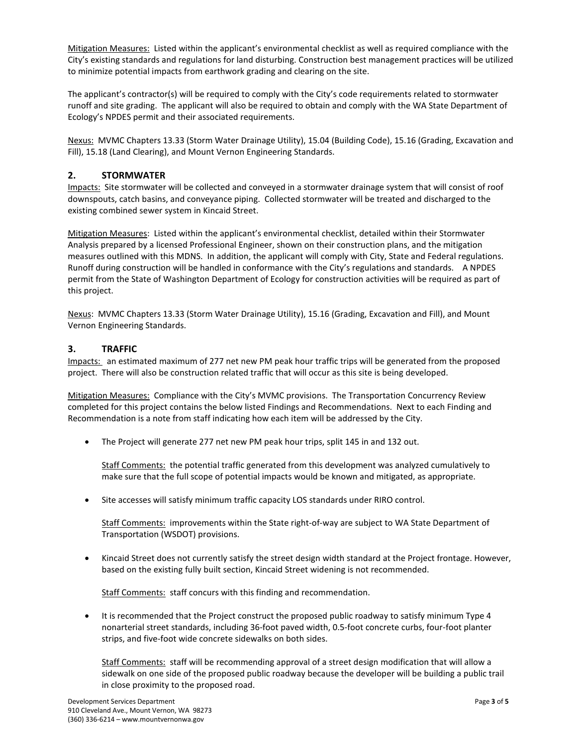Mitigation Measures: Listed within the applicant's environmental checklist as well as required compliance with the City's existing standards and regulations for land disturbing. Construction best management practices will be utilized to minimize potential impacts from earthwork grading and clearing on the site.

The applicant's contractor(s) will be required to comply with the City's code requirements related to stormwater runoff and site grading. The applicant will also be required to obtain and comply with the WA State Department of Ecology's NPDES permit and their associated requirements.

Nexus: MVMC Chapters 13.33 (Storm Water Drainage Utility), 15.04 (Building Code), 15.16 (Grading, Excavation and Fill), 15.18 (Land Clearing), and Mount Vernon Engineering Standards.

## 2. STORMWATER

Impacts: Site stormwater will be collected and conveyed in a stormwater drainage system that will consist of roof downspouts, catch basins, and conveyance piping. Collected stormwater will be treated and discharged to the existing combined sewer system in Kincaid Street.

Mitigation Measures: Listed within the applicant's environmental checklist, detailed within their Stormwater Analysis prepared by a licensed Professional Engineer, shown on their construction plans, and the mitigation measures outlined with this MDNS. In addition, the applicant will comply with City, State and Federal regulations. Runoff during construction will be handled in conformance with the City's regulations and standards. A NPDES permit from the State of Washington Department of Ecology for construction activities will be required as part of this project.

Nexus: MVMC Chapters 13.33 (Storm Water Drainage Utility), 15.16 (Grading, Excavation and Fill), and Mount Vernon Engineering Standards.

## 3. TRAFFIC

Impacts: an estimated maximum of 277 net new PM peak hour traffic trips will be generated from the proposed project. There will also be construction related traffic that will occur as this site is being developed.

Mitigation Measures: Compliance with the City's MVMC provisions. The Transportation Concurrency Review completed for this project contains the below listed Findings and Recommendations. Next to each Finding and Recommendation is a note from staff indicating how each item will be addressed by the City.

- The Project will generate 277 net new PM peak hour trips, split 145 in and 132 out.

  Staff Comments: the potential traffic generated from this development was analyzed cumulatively to make sure that the full scope of potential impacts would be known and mitigated, as appropriate.

- Site accesses will satisfy minimum traffic capacity LOS standards under RIRO control.

  Staff Comments: improvements within the State right-of-way are subject to WA State Department of Transportation (WSDOT) provisions.

- Kincaid Street does not currently satisfy the street design width standard at the Project frontage. However, based on the existing fully built section, Kincaid Street widening is not recommended.

  Staff Comments: staff concurs with this finding and recommendation.

- It is recommended that the Project construct the proposed public roadway to satisfy minimum Type 4 nonarterial street standards, including 36-foot paved width, 0.5-foot concrete curbs, four-foot planter strips, and five-foot wide concrete sidewalks on both sides.

  Staff Comments: staff will be recommending approval of a street design modification that will allow a sidewalk on one side of the proposed public roadway because the developer will be building a public trail in close proximity to the proposed road.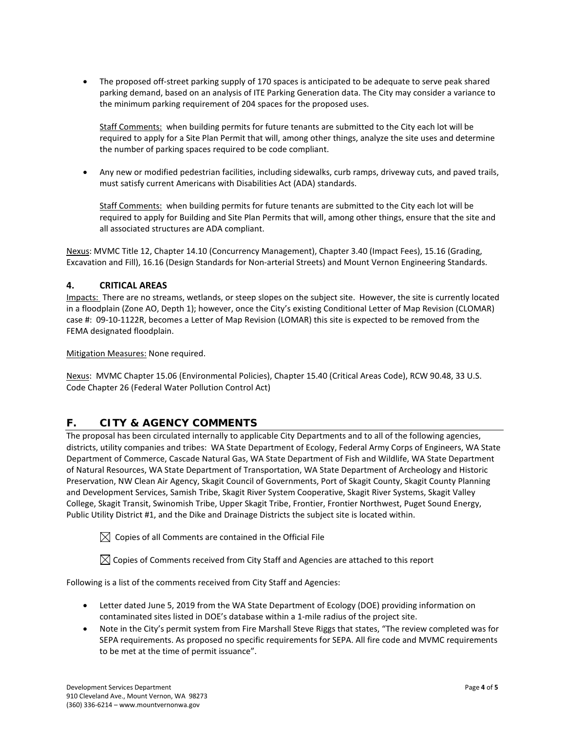- The proposed off-street parking supply of 170 spaces is anticipated to be adequate to serve peak shared parking demand, based on an analysis of ITE Parking Generation data. The City may consider a variance to the minimum parking requirement of 204 spaces for the proposed uses.

  Staff Comments: when building permits for future tenants are submitted to the City each lot will be required to apply for a Site Plan Permit that will, among other things, analyze the site uses and determine the number of parking spaces required to be code compliant.

- Any new or modified pedestrian facilities, including sidewalks, curb ramps, driveway cuts, and paved trails, must satisfy current Americans with Disabilities Act (ADA) standards.

  Staff Comments: when building permits for future tenants are submitted to the City each lot will be required to apply for Building and Site Plan Permits that will, among other things, ensure that the site and all associated structures are ADA compliant.

Nexus: MVMC Title 12, Chapter 14.10 (Concurrency Management), Chapter 3.40 (Impact Fees), 15.16 (Grading, Excavation and Fill), 16.16 (Design Standards for Non-arterial Streets) and Mount Vernon Engineering Standards.

### 4. CRITICAL AREAS

Impacts: There are no streams, wetlands, or steep slopes on the subject site. However, the site is currently located in a floodplain (Zone AO, Depth 1); however, once the City's existing Conditional Letter of Map Revision (CLOMAR) case #: 09-10-1122R, becomes a Letter of Map Revision (LOMAR) this site is expected to be removed from the FEMA designated floodplain.

Mitigation Measures: None required.

Nexus: MVMC Chapter 15.06 (Environmental Policies), Chapter 15.40 (Critical Areas Code), RCW 90.48, 33 U.S. Code Chapter 26 (Federal Water Pollution Control Act)

## F. CITY & AGENCY COMMENTS

The proposal has been circulated internally to applicable City Departments and to all of the following agencies, districts, utility companies and tribes: WA State Department of Ecology, Federal Army Corps of Engineers, WA State Department of Commerce, Cascade Natural Gas, WA State Department of Fish and Wildlife, WA State Department of Natural Resources, WA State Department of Transportation, WA State Department of Archeology and Historic Preservation, NW Clean Air Agency, Skagit Council of Governments, Port of Skagit County, Skagit County Planning and Development Services, Samish Tribe, Skagit River System Cooperative, Skagit River Systems, Skagit Valley College, Skagit Transit, Swinomish Tribe, Upper Skagit Tribe, Frontier, Frontier Northwest, Puget Sound Energy, Public Utility District #1, and the Dike and Drainage Districts the subject site is located within.

☒ Copies of all Comments are contained in the Official File

☒ Copies of Comments received from City Staff and Agencies are attached to this report

Following is a list of the comments received from City Staff and Agencies:

- Letter dated June 5, 2019 from the WA State Department of Ecology (DOE) providing information on contaminated sites listed in DOE's database within a 1-mile radius of the project site.
- Note in the City's permit system from Fire Marshall Steve Riggs that states, "The review completed was for SEPA requirements. As proposed no specific requirements for SEPA. All fire code and MVMC requirements to be met at the time of permit issuance".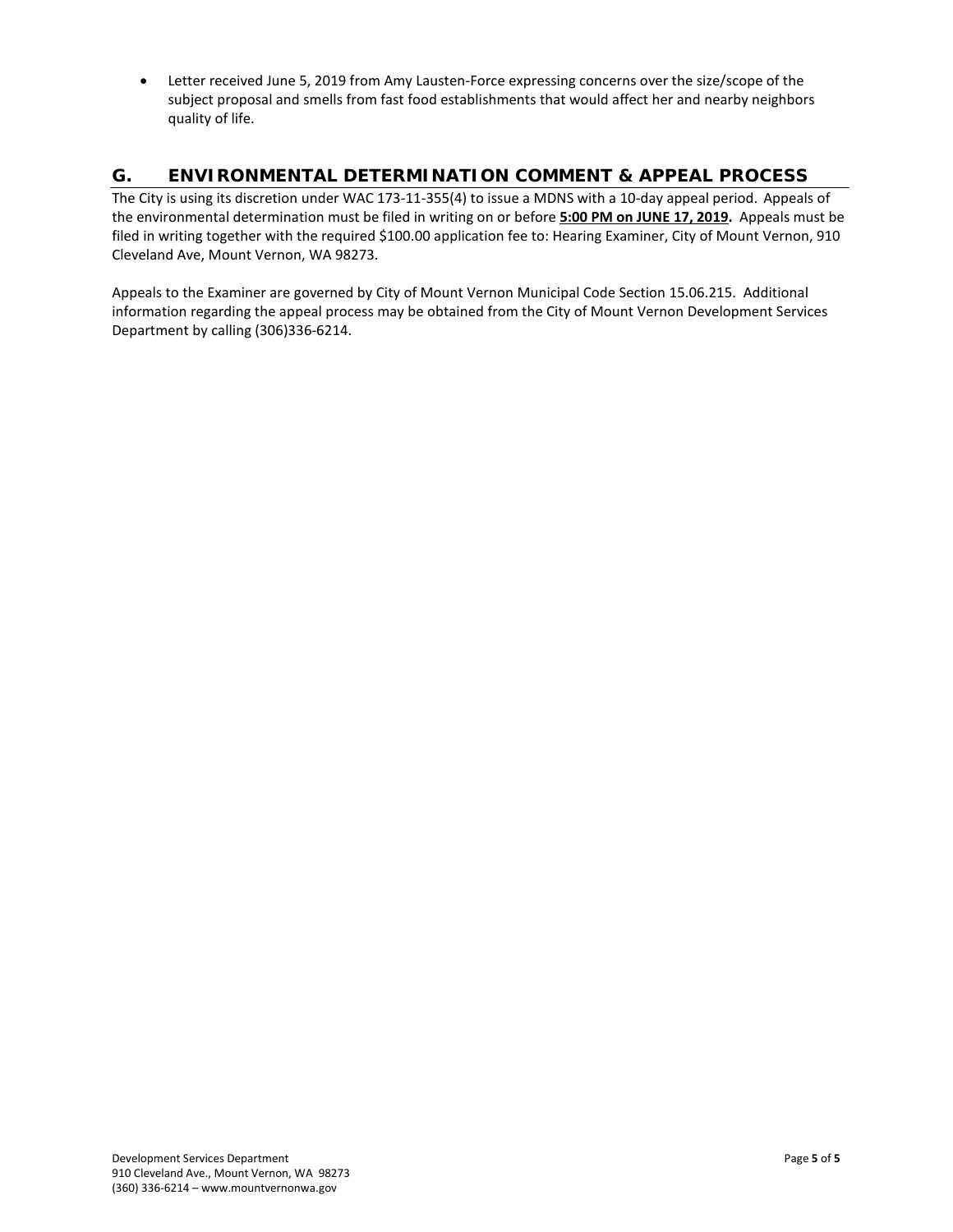- Letter received June 5, 2019 from Amy Lausten-Force expressing concerns over the size/scope of the subject proposal and smells from fast food establishments that would affect her and nearby neighbors quality of life.

## G. ENVIRONMENTAL DETERMINATION COMMENT & APPEAL PROCESS

The City is using its discretion under WAC 173-11-355(4) to issue a MDNS with a 10-day appeal period. Appeals of the environmental determination must be filed in writing on or before **5:00 PM on JUNE 17, 2019.** Appeals must be filed in writing together with the required $100.00 application fee to: Hearing Examiner, City of Mount Vernon, 910 Cleveland Ave, Mount Vernon, WA 98273.

Appeals to the Examiner are governed by City of Mount Vernon Municipal Code Section 15.06.215. Additional information regarding the appeal process may be obtained from the City of Mount Vernon Development Services Department by calling (306)336-6214.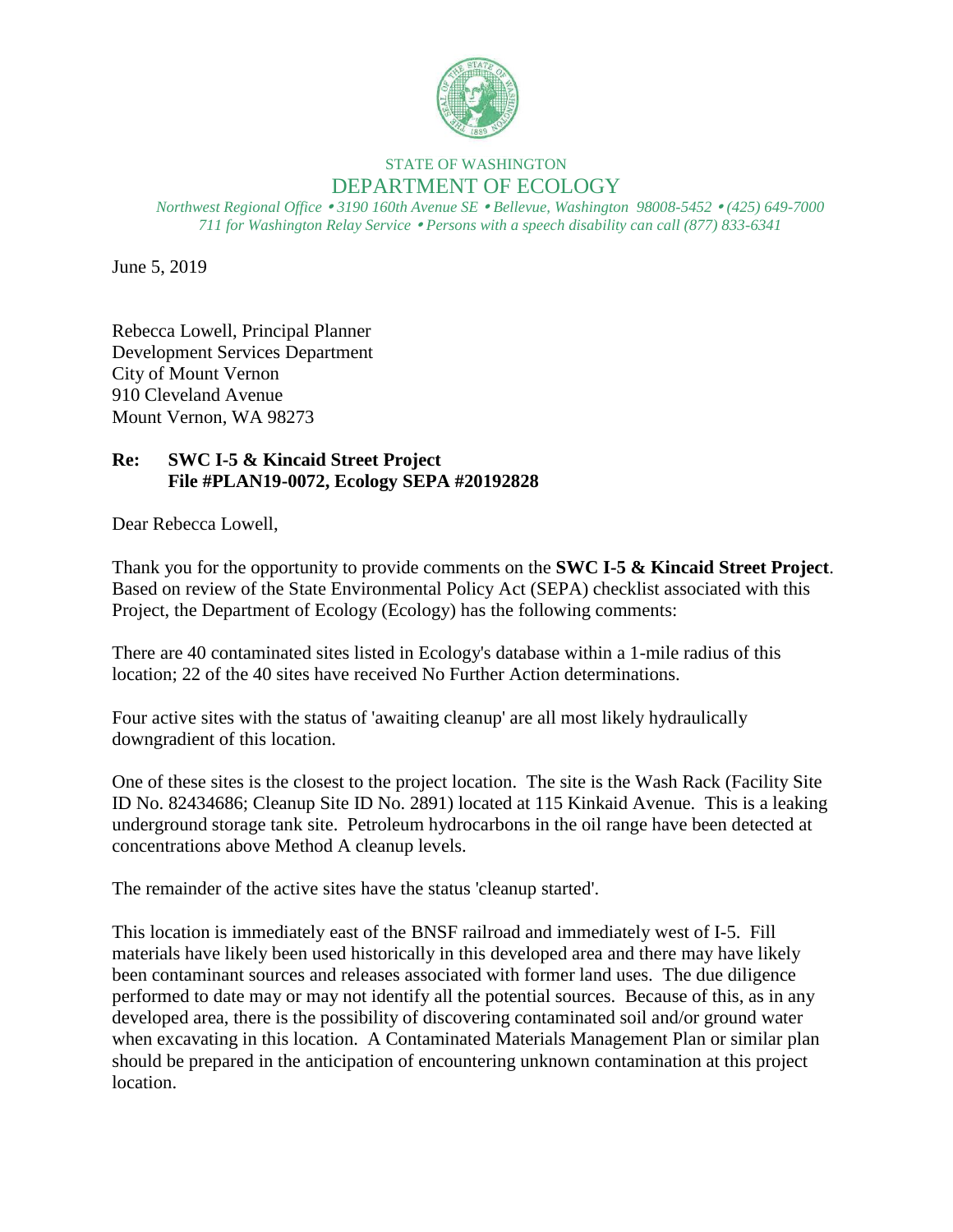STATE OF WASHINGTON
DEPARTMENT OF ECOLOGY

*Northwest Regional Office • 3190 160th Avenue SE • Bellevue, Washington 98008-5452 • (425) 649-7000*
*711 for Washington Relay Service • Persons with a speech disability can call (877) 833-6341*

June 5, 2019

Rebecca Lowell, Principal Planner
Development Services Department
City of Mount Vernon
910 Cleveland Avenue
Mount Vernon, WA 98273

**Re: SWC I-5 & Kincaid Street Project**
**File #PLAN19-0072, Ecology SEPA #20192828**

Dear Rebecca Lowell,

Thank you for the opportunity to provide comments on the **SWC I-5 & Kincaid Street Project**. Based on review of the State Environmental Policy Act (SEPA) checklist associated with this Project, the Department of Ecology (Ecology) has the following comments:

There are 40 contaminated sites listed in Ecology's database within a 1-mile radius of this location; 22 of the 40 sites have received No Further Action determinations.

Four active sites with the status of 'awaiting cleanup' are all most likely hydraulically downgradient of this location.

One of these sites is the closest to the project location. The site is the Wash Rack (Facility Site ID No. 82434686; Cleanup Site ID No. 2891) located at 115 Kinkaid Avenue. This is a leaking underground storage tank site. Petroleum hydrocarbons in the oil range have been detected at concentrations above Method A cleanup levels.

The remainder of the active sites have the status 'cleanup started'.

This location is immediately east of the BNSF railroad and immediately west of I-5. Fill materials have likely been used historically in this developed area and there may have likely been contaminant sources and releases associated with former land uses. The due diligence performed to date may or may not identify all the potential sources. Because of this, as in any developed area, there is the possibility of discovering contaminated soil and/or ground water when excavating in this location. A Contaminated Materials Management Plan or similar plan should be prepared in the anticipation of encountering unknown contamination at this project location.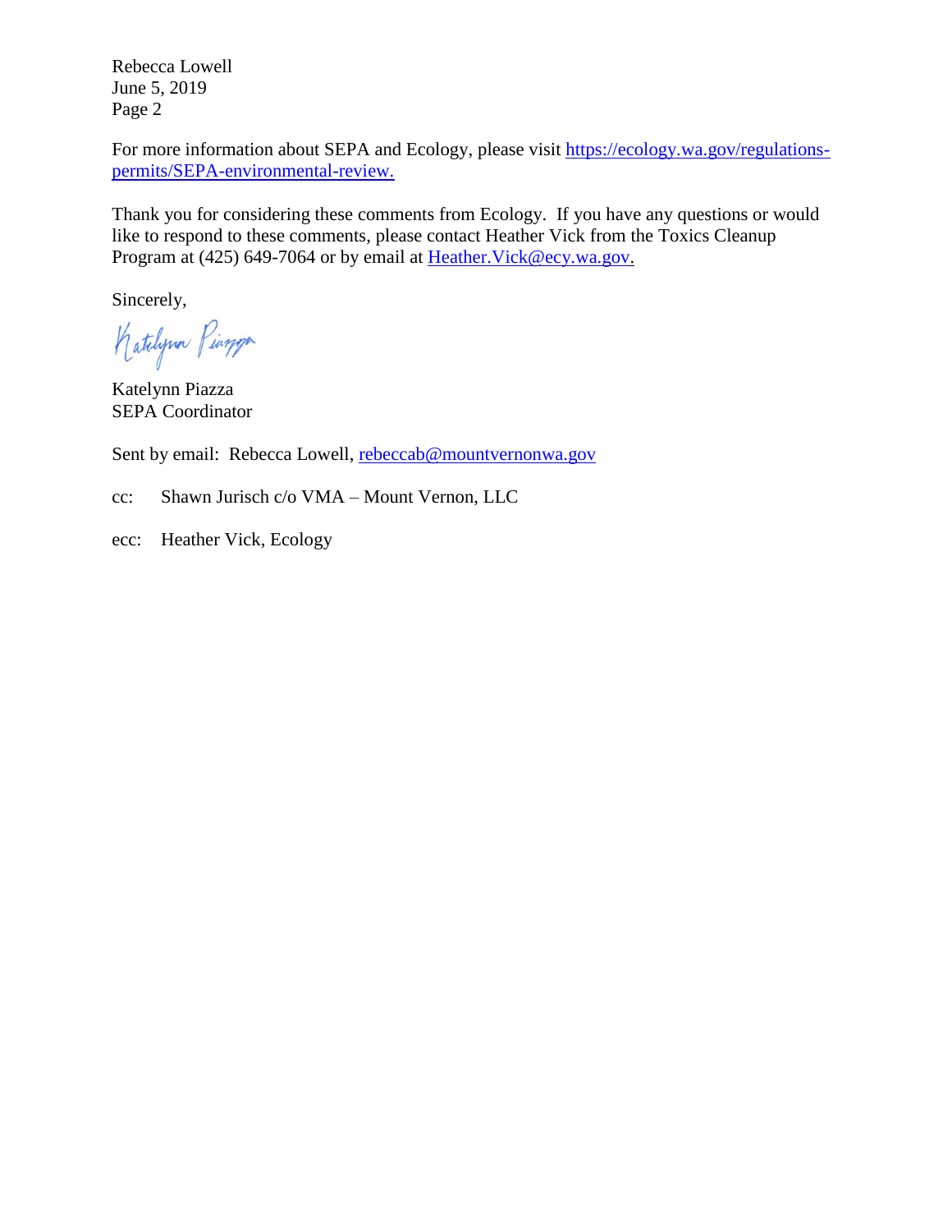Rebecca Lowell
June 5, 2019
Page 2

For more information about SEPA and Ecology, please visit https://ecology.wa.gov/regulations-permits/SEPA-environmental-review.

Thank you for considering these comments from Ecology. If you have any questions or would like to respond to these comments, please contact Heather Vick from the Toxics Cleanup Program at (425) 649-7064 or by email at Heather.Vick@ecy.wa.gov.

Sincerely,

Katelynn Piazza

Katelynn Piazza
SEPA Coordinator

Sent by email: Rebecca Lowell, rebeccab@mountvernonwa.gov

cc: Shawn Jurisch c/o VMA – Mount Vernon, LLC

ecc: Heather Vick, Ecology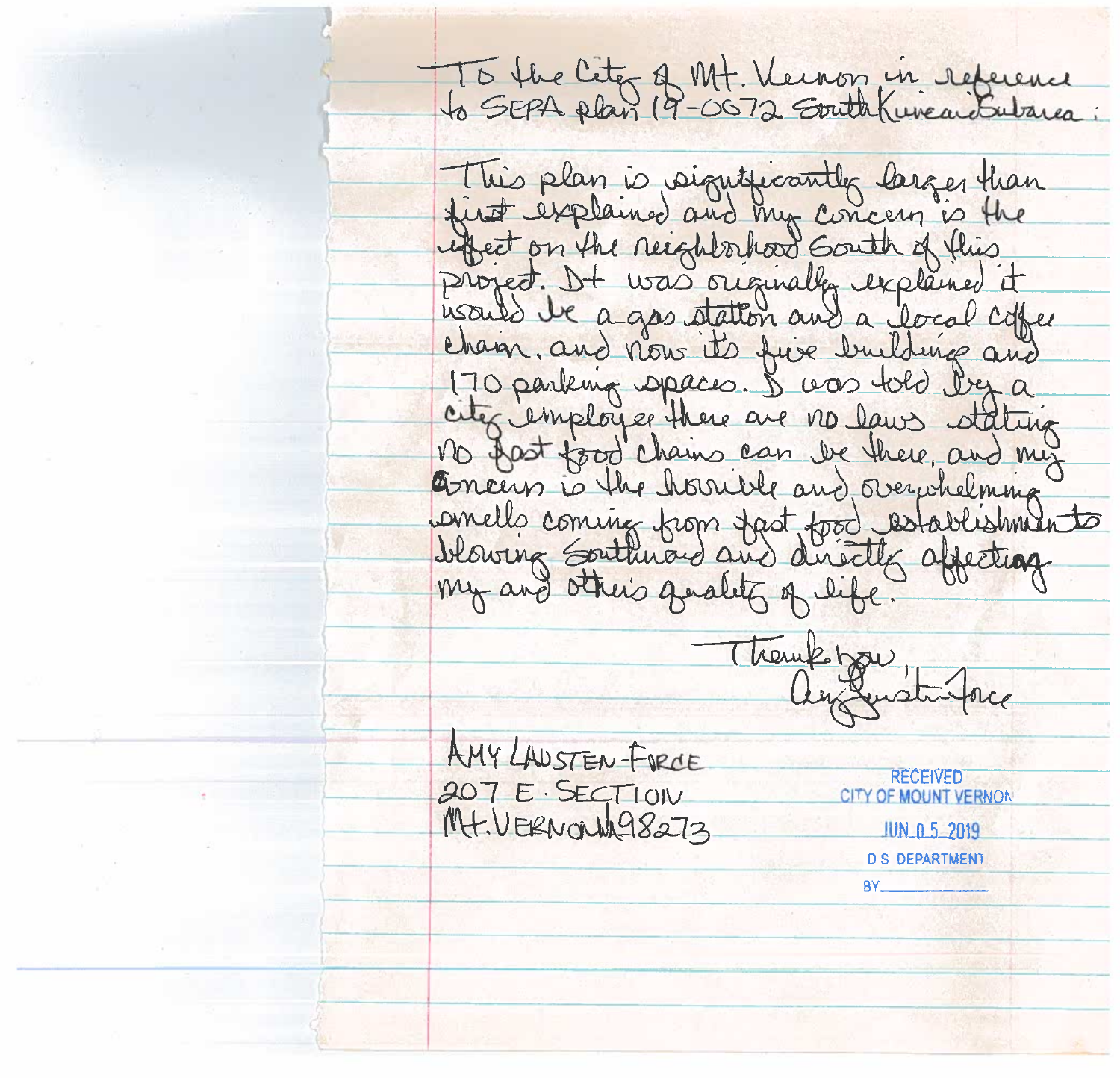To the City of Mt. Vernon in reference to SEPA plan 19-0072 South Kincaid Subarea:

This plan is significantly larger than first explained and my concern is the effect on the neighborhood South of this project. It was originally explained it would be a gas station and a local coffee chain. and now its five buildings and 170 parking spaces. I was told by a city employee there are no laws stating no fast food chains can be there, and my concern is the horrible and overwhelming smells coming from fast food establishments blowing Southward and directly affecting my and other's quality of life.

Thank you,
Amy Lausten-Force

AMY LAUSTEN-FORCE
207 E. SECTION
Mt. VERNON WA 98273

RECEIVED
CITY OF MOUNT VERNON
JUN 05 2019
D S DEPARTMENT
BY\_\_\_\_\_\_\_\_\_\_